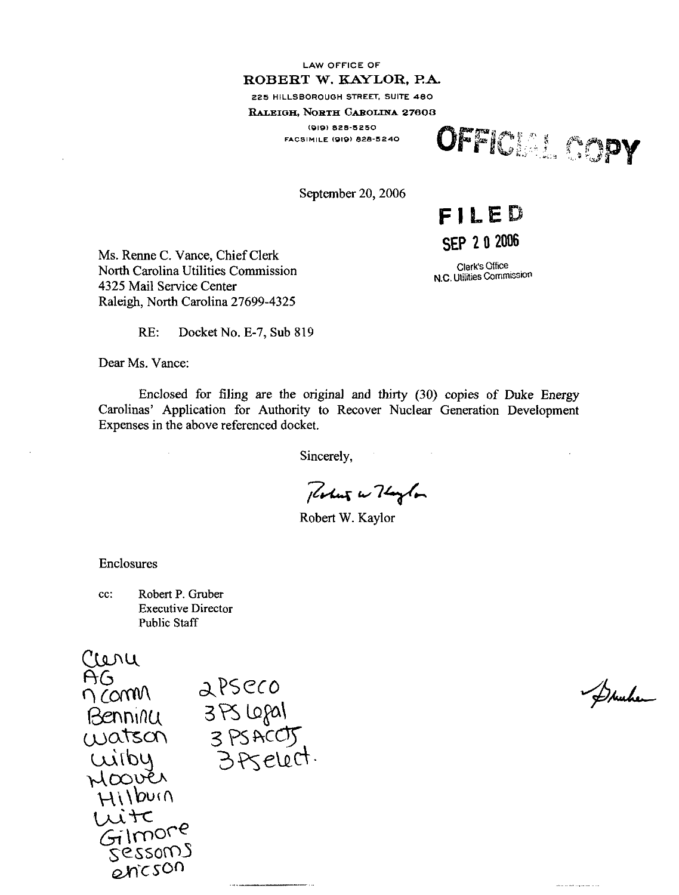LAW OFFICE OF

**ROBERT W. KAYLOR, P.A.**

225 HILLSBOROUGH STREET, SUITE 480

RALEIGH, NORTH CAROLINA 27603

(919) 828-5250

FACSIMILE (919) 828-5240

**OFFICIAL COPY**

September 20, 2006

**FILED**

**SEP 20 2006**

Clerk's Office
N.C. Utilities Commission

Ms. Renne C. Vance, Chief Clerk
North Carolina Utilities Commission
4325 Mail Service Center
Raleigh, North Carolina 27699-4325

RE: Docket No. E-7, Sub 819

Dear Ms. Vance:

Enclosed for filing are the original and thirty (30) copies of Duke Energy Carolinas' Application for Authority to Recover Nuclear Generation Development Expenses in the above referenced docket.

Sincerely,

Robert W. Kaylor

Robert W. Kaylor

Enclosures

cc: Robert P. Gruber
Executive Director
Public Staff

Clerk
AG
n comm
Benning
Watson
Wilby
Hoover
Hilburn
Witc
Gilmore
Sessoms
Ericson

2 PS eco
3 PS Legal
3 PS Accts
3 PS elect.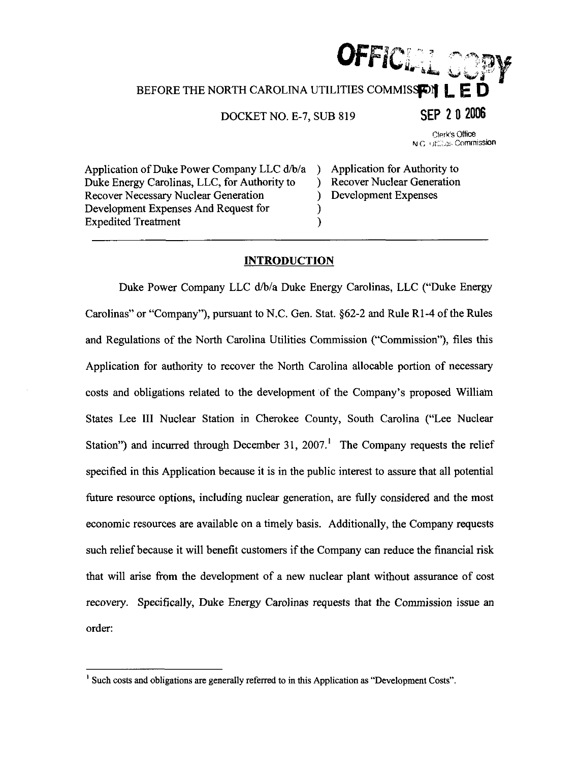OFFICIAL COPY

BEFORE THE NORTH CAROLINA UTILITIES COMMISSION

FILED

DOCKET NO. E-7, SUB 819

SEP 20 2006

Clerk's Office
N.C. Utilities Commission

| | |
|---|---|
| Application of Duke Power Company LLC d/b/a Duke Energy Carolinas, LLC, for Authority to Recover Necessary Nuclear Generation Development Expenses And Request for Expedited Treatment | Application for Authority to Recover Nuclear Generation Development Expenses |

## INTRODUCTION

Duke Power Company LLC d/b/a Duke Energy Carolinas, LLC ("Duke Energy Carolinas" or "Company"), pursuant to N.C. Gen. Stat. §62-2 and Rule R1-4 of the Rules and Regulations of the North Carolina Utilities Commission ("Commission"), files this Application for authority to recover the North Carolina allocable portion of necessary costs and obligations related to the development of the Company's proposed William States Lee III Nuclear Station in Cherokee County, South Carolina ("Lee Nuclear Station") and incurred through December 31, 2007.[1] The Company requests the relief specified in this Application because it is in the public interest to assure that all potential future resource options, including nuclear generation, are fully considered and the most economic resources are available on a timely basis. Additionally, the Company requests such relief because it will benefit customers if the Company can reduce the financial risk that will arise from the development of a new nuclear plant without assurance of cost recovery. Specifically, Duke Energy Carolinas requests that the Commission issue an order:

[1] Such costs and obligations are generally referred to in this Application as "Development Costs".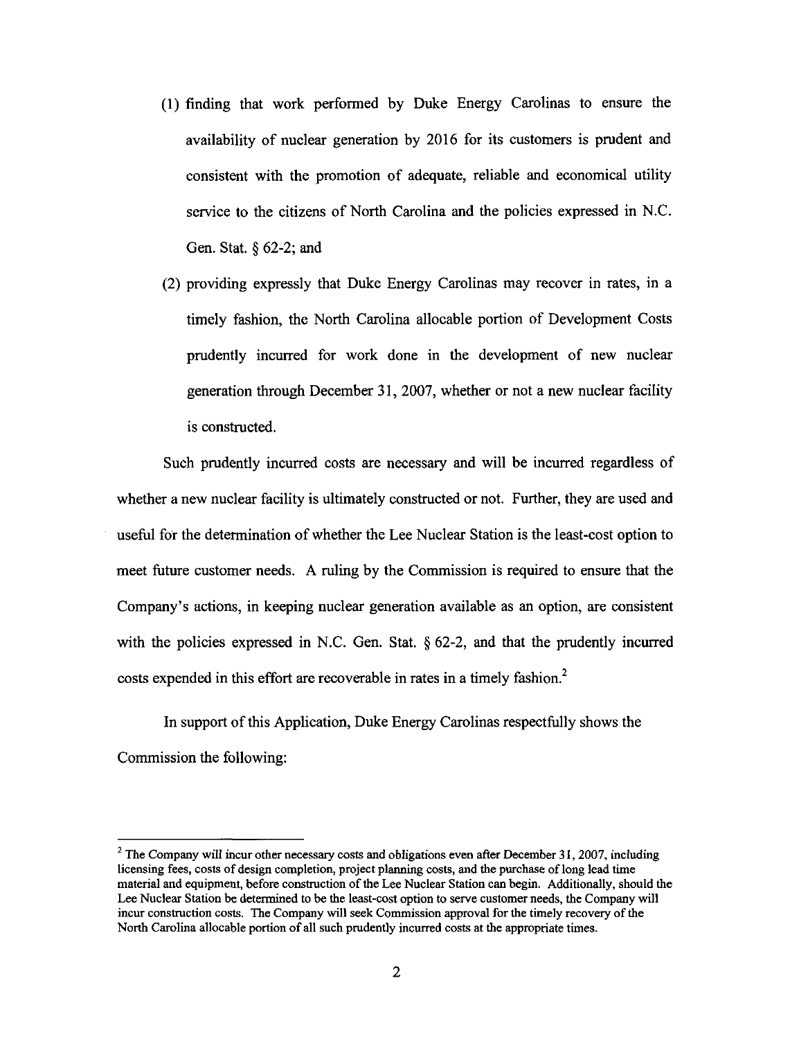(1) finding that work performed by Duke Energy Carolinas to ensure the availability of nuclear generation by 2016 for its customers is prudent and consistent with the promotion of adequate, reliable and economical utility service to the citizens of North Carolina and the policies expressed in N.C. Gen. Stat. § 62-2; and

(2) providing expressly that Duke Energy Carolinas may recover in rates, in a timely fashion, the North Carolina allocable portion of Development Costs prudently incurred for work done in the development of new nuclear generation through December 31, 2007, whether or not a new nuclear facility is constructed.

Such prudently incurred costs are necessary and will be incurred regardless of whether a new nuclear facility is ultimately constructed or not. Further, they are used and useful for the determination of whether the Lee Nuclear Station is the least-cost option to meet future customer needs. A ruling by the Commission is required to ensure that the Company's actions, in keeping nuclear generation available as an option, are consistent with the policies expressed in N.C. Gen. Stat. § 62-2, and that the prudently incurred costs expended in this effort are recoverable in rates in a timely fashion.[2]

In support of this Application, Duke Energy Carolinas respectfully shows the Commission the following:

---

[2] The Company will incur other necessary costs and obligations even after December 31, 2007, including licensing fees, costs of design completion, project planning costs, and the purchase of long lead time material and equipment, before construction of the Lee Nuclear Station can begin. Additionally, should the Lee Nuclear Station be determined to be the least-cost option to serve customer needs, the Company will incur construction costs. The Company will seek Commission approval for the timely recovery of the North Carolina allocable portion of all such prudently incurred costs at the appropriate times.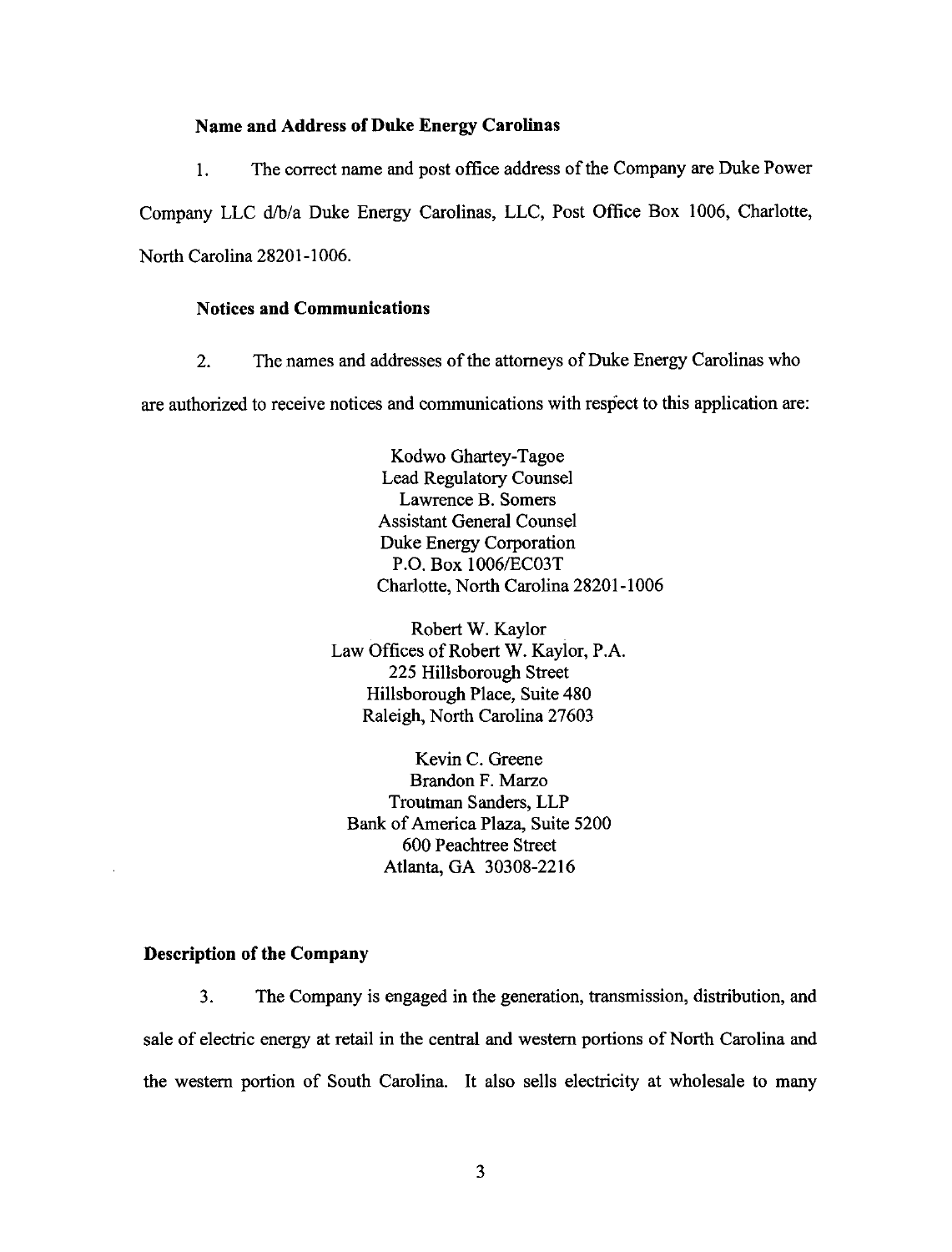### Name and Address of Duke Energy Carolinas

1. The correct name and post office address of the Company are Duke Power Company LLC d/b/a Duke Energy Carolinas, LLC, Post Office Box 1006, Charlotte, North Carolina 28201-1006.

### Notices and Communications

2. The names and addresses of the attorneys of Duke Energy Carolinas who are authorized to receive notices and communications with respect to this application are:

Kodwo Ghartey-Tagoe
Lead Regulatory Counsel
Lawrence B. Somers
Assistant General Counsel
Duke Energy Corporation
P.O. Box 1006/EC03T
Charlotte, North Carolina 28201-1006

Robert W. Kaylor
Law Offices of Robert W. Kaylor, P.A.
225 Hillsborough Street
Hillsborough Place, Suite 480
Raleigh, North Carolina 27603

Kevin C. Greene
Brandon F. Marzo
Troutman Sanders, LLP
Bank of America Plaza, Suite 5200
600 Peachtree Street
Atlanta, GA 30308-2216

### Description of the Company

3. The Company is engaged in the generation, transmission, distribution, and sale of electric energy at retail in the central and western portions of North Carolina and the western portion of South Carolina. It also sells electricity at wholesale to many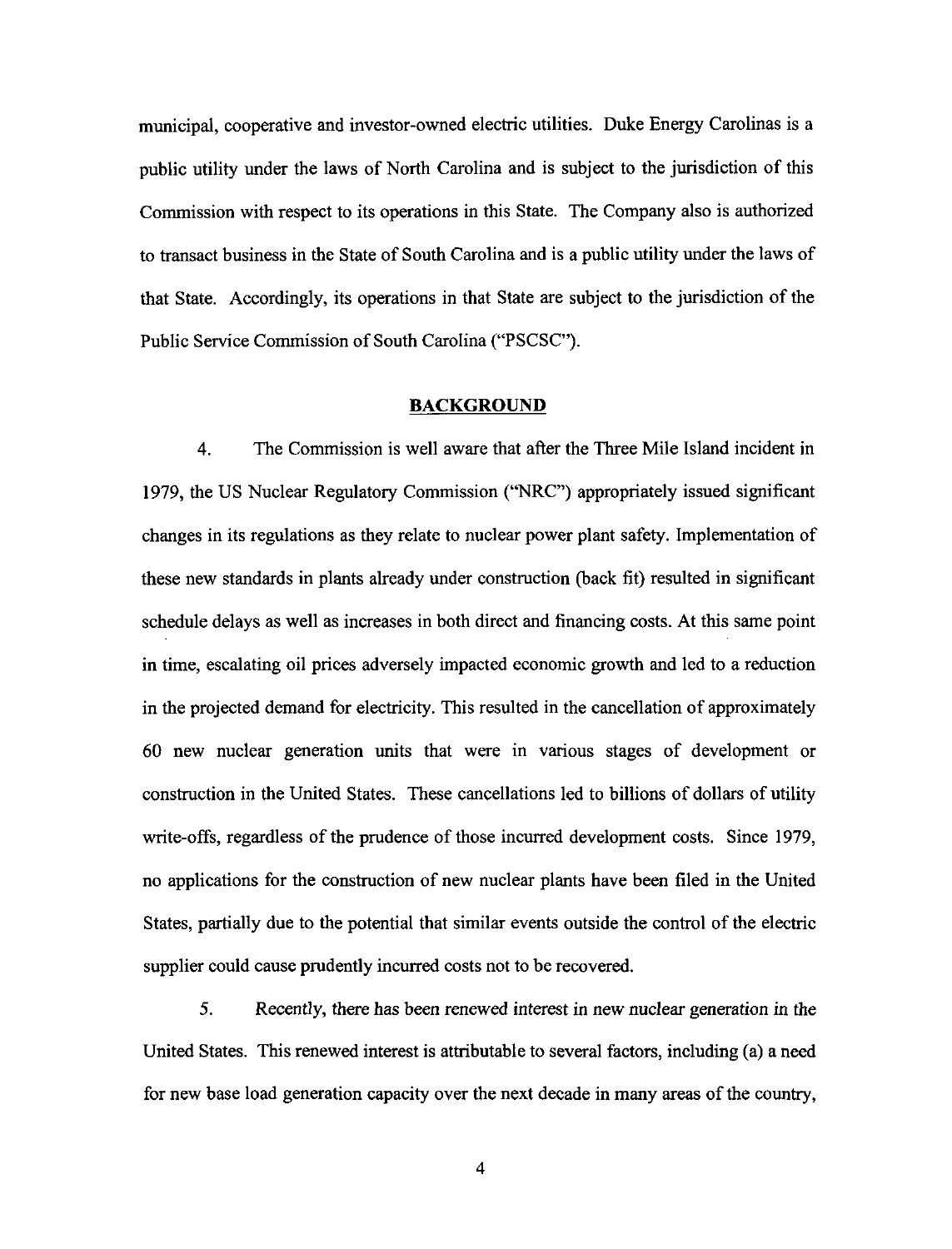municipal, cooperative and investor-owned electric utilities. Duke Energy Carolinas is a public utility under the laws of North Carolina and is subject to the jurisdiction of this Commission with respect to its operations in this State. The Company also is authorized to transact business in the State of South Carolina and is a public utility under the laws of that State. Accordingly, its operations in that State are subject to the jurisdiction of the Public Service Commission of South Carolina ("PSCSC").

## BACKGROUND

4. The Commission is well aware that after the Three Mile Island incident in 1979, the US Nuclear Regulatory Commission ("NRC") appropriately issued significant changes in its regulations as they relate to nuclear power plant safety. Implementation of these new standards in plants already under construction (back fit) resulted in significant schedule delays as well as increases in both direct and financing costs. At this same point in time, escalating oil prices adversely impacted economic growth and led to a reduction in the projected demand for electricity. This resulted in the cancellation of approximately 60 new nuclear generation units that were in various stages of development or construction in the United States. These cancellations led to billions of dollars of utility write-offs, regardless of the prudence of those incurred development costs. Since 1979, no applications for the construction of new nuclear plants have been filed in the United States, partially due to the potential that similar events outside the control of the electric supplier could cause prudently incurred costs not to be recovered.

5. Recently, there has been renewed interest in new nuclear generation in the United States. This renewed interest is attributable to several factors, including (a) a need for new base load generation capacity over the next decade in many areas of the country,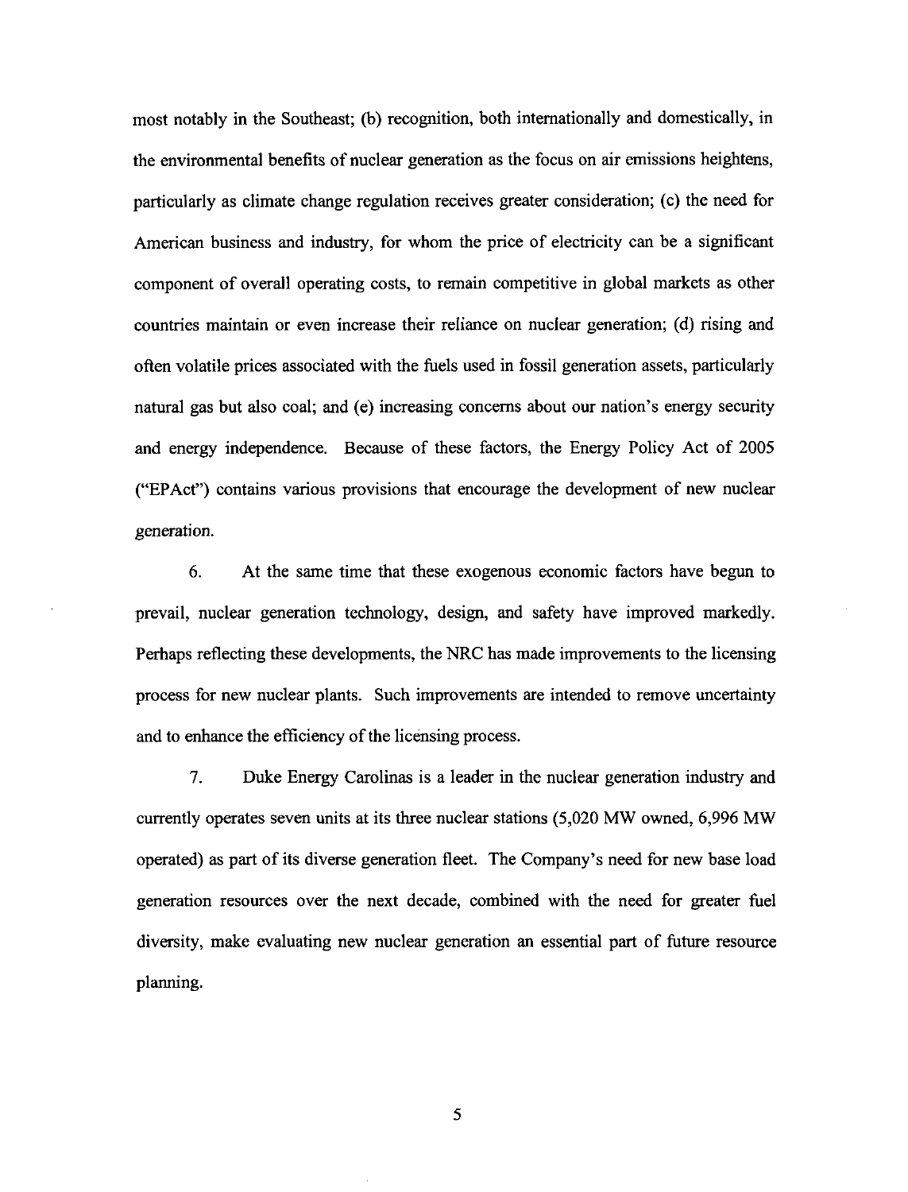most notably in the Southeast; (b) recognition, both internationally and domestically, in the environmental benefits of nuclear generation as the focus on air emissions heightens, particularly as climate change regulation receives greater consideration; (c) the need for American business and industry, for whom the price of electricity can be a significant component of overall operating costs, to remain competitive in global markets as other countries maintain or even increase their reliance on nuclear generation; (d) rising and often volatile prices associated with the fuels used in fossil generation assets, particularly natural gas but also coal; and (e) increasing concerns about our nation's energy security and energy independence. Because of these factors, the Energy Policy Act of 2005 ("EPAct") contains various provisions that encourage the development of new nuclear generation.

6. At the same time that these exogenous economic factors have begun to prevail, nuclear generation technology, design, and safety have improved markedly. Perhaps reflecting these developments, the NRC has made improvements to the licensing process for new nuclear plants. Such improvements are intended to remove uncertainty and to enhance the efficiency of the licensing process.

7. Duke Energy Carolinas is a leader in the nuclear generation industry and currently operates seven units at its three nuclear stations (5,020 MW owned, 6,996 MW operated) as part of its diverse generation fleet. The Company's need for new base load generation resources over the next decade, combined with the need for greater fuel diversity, make evaluating new nuclear generation an essential part of future resource planning.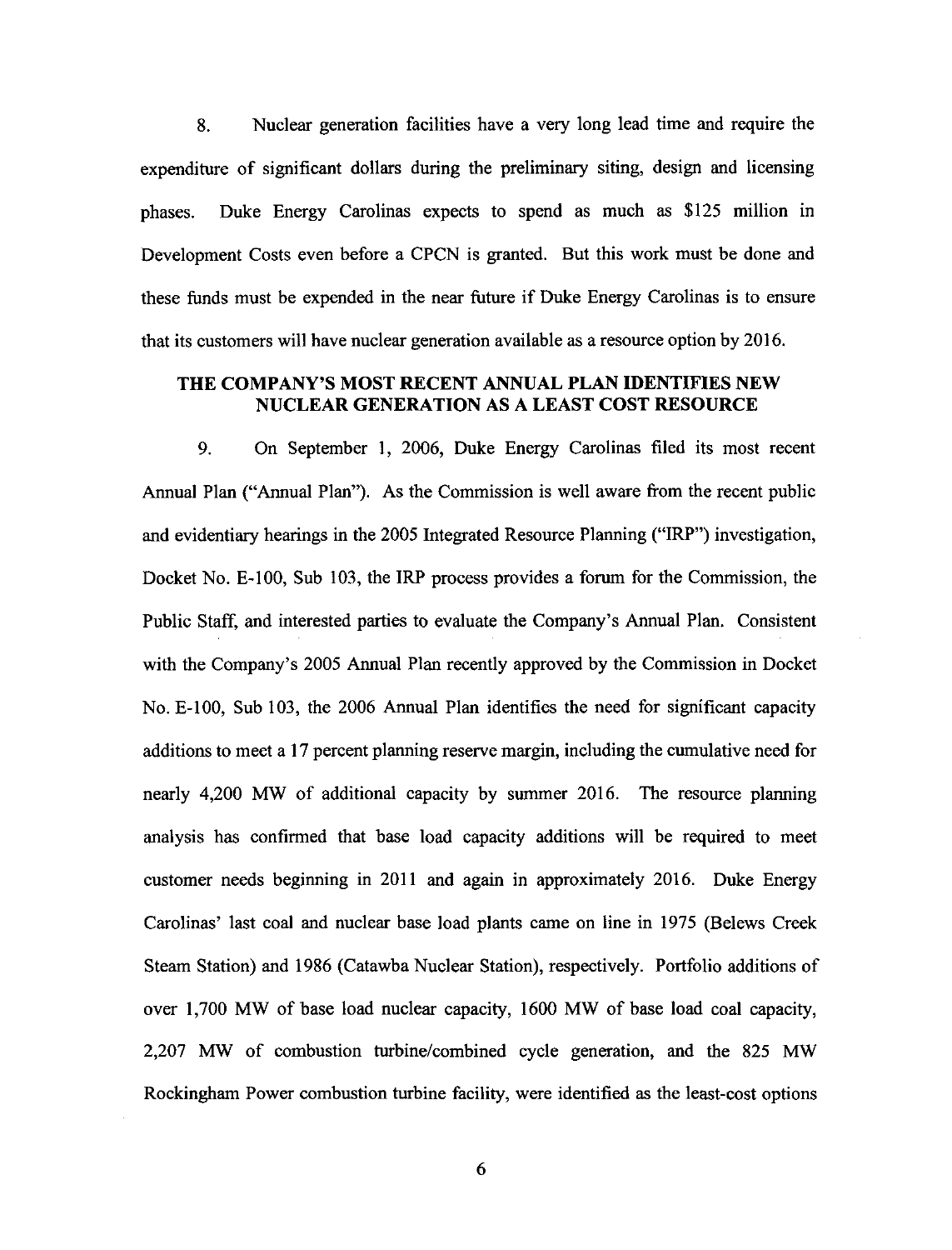8. Nuclear generation facilities have a very long lead time and require the expenditure of significant dollars during the preliminary siting, design and licensing phases. Duke Energy Carolinas expects to spend as much as $125 million in Development Costs even before a CPCN is granted. But this work must be done and these funds must be expended in the near future if Duke Energy Carolinas is to ensure that its customers will have nuclear generation available as a resource option by 2016.

## THE COMPANY'S MOST RECENT ANNUAL PLAN IDENTIFIES NEW NUCLEAR GENERATION AS A LEAST COST RESOURCE

9. On September 1, 2006, Duke Energy Carolinas filed its most recent Annual Plan ("Annual Plan"). As the Commission is well aware from the recent public and evidentiary hearings in the 2005 Integrated Resource Planning ("IRP") investigation, Docket No. E-100, Sub 103, the IRP process provides a forum for the Commission, the Public Staff, and interested parties to evaluate the Company's Annual Plan. Consistent with the Company's 2005 Annual Plan recently approved by the Commission in Docket No. E-100, Sub 103, the 2006 Annual Plan identifies the need for significant capacity additions to meet a 17 percent planning reserve margin, including the cumulative need for nearly 4,200 MW of additional capacity by summer 2016. The resource planning analysis has confirmed that base load capacity additions will be required to meet customer needs beginning in 2011 and again in approximately 2016. Duke Energy Carolinas' last coal and nuclear base load plants came on line in 1975 (Belews Creek Steam Station) and 1986 (Catawba Nuclear Station), respectively. Portfolio additions of over 1,700 MW of base load nuclear capacity, 1600 MW of base load coal capacity, 2,207 MW of combustion turbine/combined cycle generation, and the 825 MW Rockingham Power combustion turbine facility, were identified as the least-cost options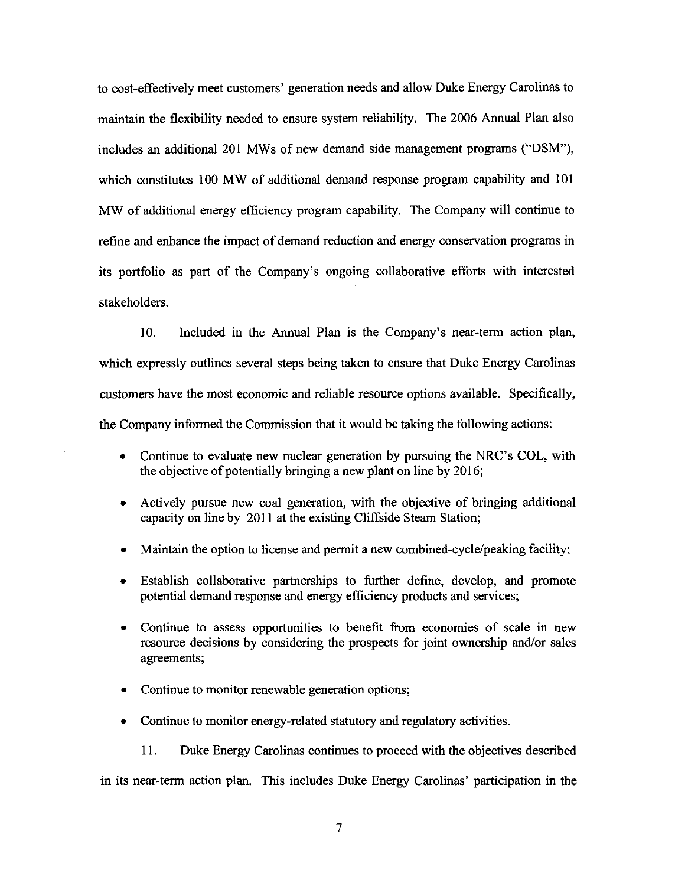to cost-effectively meet customers' generation needs and allow Duke Energy Carolinas to maintain the flexibility needed to ensure system reliability. The 2006 Annual Plan also includes an additional 201 MWs of new demand side management programs ("DSM"), which constitutes 100 MW of additional demand response program capability and 101 MW of additional energy efficiency program capability. The Company will continue to refine and enhance the impact of demand reduction and energy conservation programs in its portfolio as part of the Company's ongoing collaborative efforts with interested stakeholders.

10. Included in the Annual Plan is the Company's near-term action plan, which expressly outlines several steps being taken to ensure that Duke Energy Carolinas customers have the most economic and reliable resource options available. Specifically, the Company informed the Commission that it would be taking the following actions:

- Continue to evaluate new nuclear generation by pursuing the NRC's COL, with the objective of potentially bringing a new plant on line by 2016;
- Actively pursue new coal generation, with the objective of bringing additional capacity on line by 2011 at the existing Cliffside Steam Station;
- Maintain the option to license and permit a new combined-cycle/peaking facility;
- Establish collaborative partnerships to further define, develop, and promote potential demand response and energy efficiency products and services;
- Continue to assess opportunities to benefit from economies of scale in new resource decisions by considering the prospects for joint ownership and/or sales agreements;
- Continue to monitor renewable generation options;
- Continue to monitor energy-related statutory and regulatory activities.

11. Duke Energy Carolinas continues to proceed with the objectives described in its near-term action plan. This includes Duke Energy Carolinas' participation in the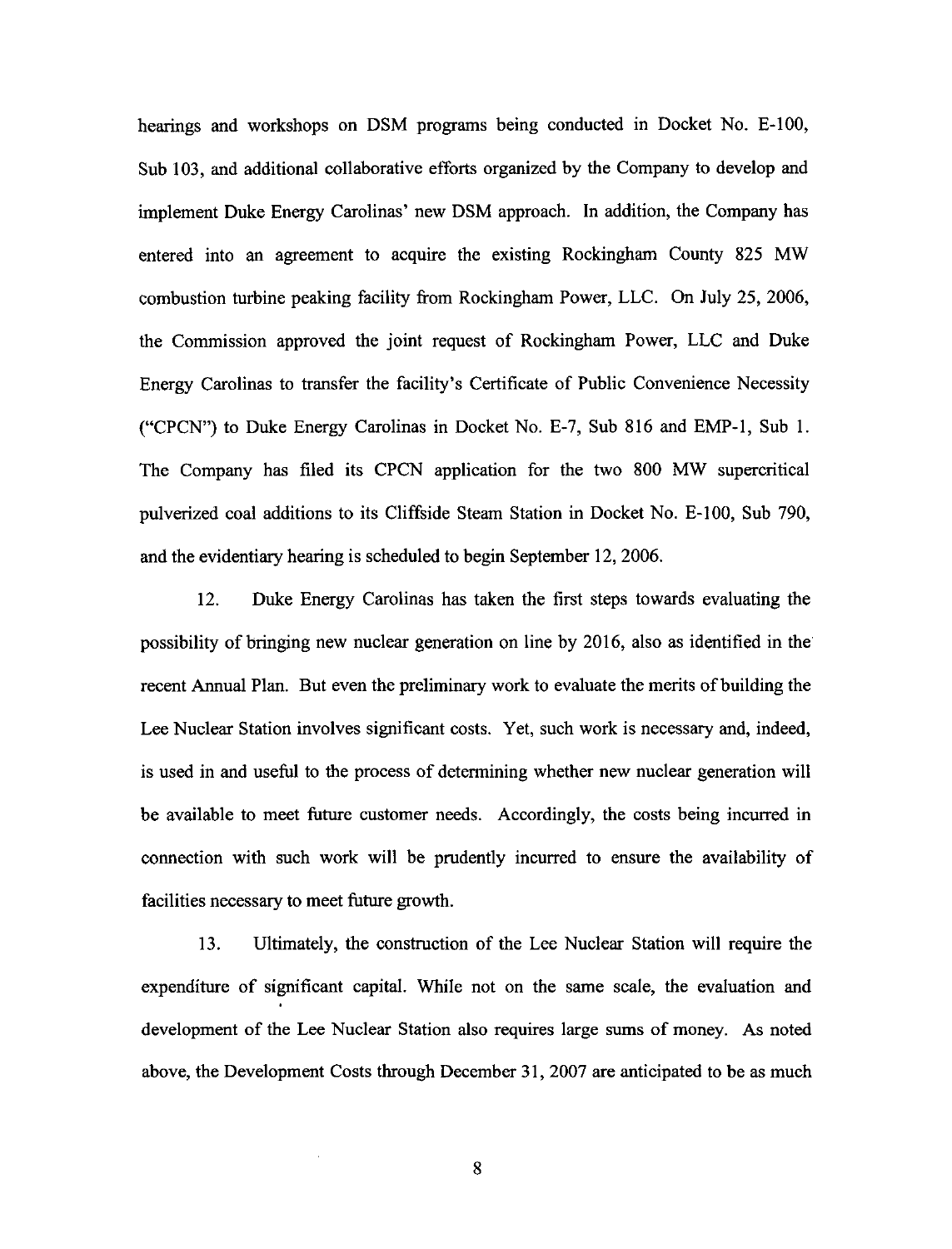hearings and workshops on DSM programs being conducted in Docket No. E-100, Sub 103, and additional collaborative efforts organized by the Company to develop and implement Duke Energy Carolinas' new DSM approach. In addition, the Company has entered into an agreement to acquire the existing Rockingham County 825 MW combustion turbine peaking facility from Rockingham Power, LLC. On July 25, 2006, the Commission approved the joint request of Rockingham Power, LLC and Duke Energy Carolinas to transfer the facility's Certificate of Public Convenience Necessity ("CPCN") to Duke Energy Carolinas in Docket No. E-7, Sub 816 and EMP-1, Sub 1. The Company has filed its CPCN application for the two 800 MW supercritical pulverized coal additions to its Cliffside Steam Station in Docket No. E-100, Sub 790, and the evidentiary hearing is scheduled to begin September 12, 2006.

12. Duke Energy Carolinas has taken the first steps towards evaluating the possibility of bringing new nuclear generation on line by 2016, also as identified in the recent Annual Plan. But even the preliminary work to evaluate the merits of building the Lee Nuclear Station involves significant costs. Yet, such work is necessary and, indeed, is used in and useful to the process of determining whether new nuclear generation will be available to meet future customer needs. Accordingly, the costs being incurred in connection with such work will be prudently incurred to ensure the availability of facilities necessary to meet future growth.

13. Ultimately, the construction of the Lee Nuclear Station will require the expenditure of significant capital. While not on the same scale, the evaluation and development of the Lee Nuclear Station also requires large sums of money. As noted above, the Development Costs through December 31, 2007 are anticipated to be as much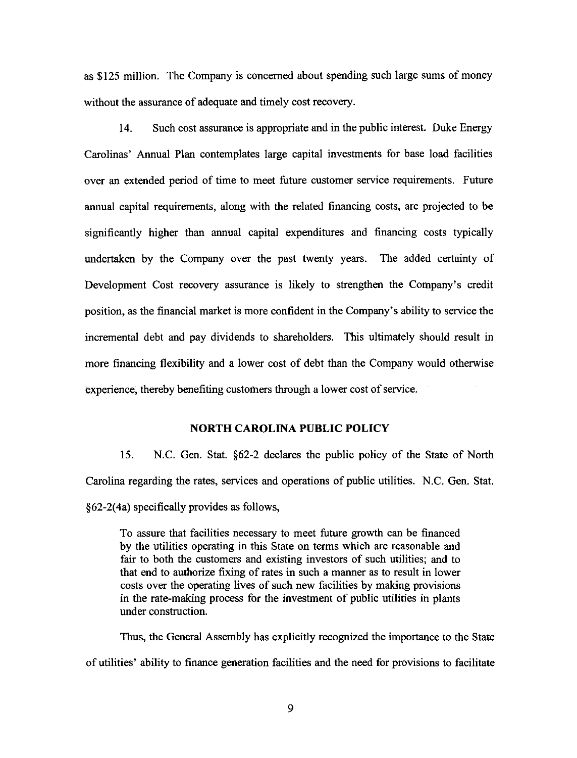as $125 million. The Company is concerned about spending such large sums of money without the assurance of adequate and timely cost recovery.

14. Such cost assurance is appropriate and in the public interest. Duke Energy Carolinas' Annual Plan contemplates large capital investments for base load facilities over an extended period of time to meet future customer service requirements. Future annual capital requirements, along with the related financing costs, are projected to be significantly higher than annual capital expenditures and financing costs typically undertaken by the Company over the past twenty years. The added certainty of Development Cost recovery assurance is likely to strengthen the Company's credit position, as the financial market is more confident in the Company's ability to service the incremental debt and pay dividends to shareholders. This ultimately should result in more financing flexibility and a lower cost of debt than the Company would otherwise experience, thereby benefiting customers through a lower cost of service.

## NORTH CAROLINA PUBLIC POLICY

15. N.C. Gen. Stat. §62-2 declares the public policy of the State of North Carolina regarding the rates, services and operations of public utilities. N.C. Gen. Stat. §62-2(4a) specifically provides as follows,

> To assure that facilities necessary to meet future growth can be financed by the utilities operating in this State on terms which are reasonable and fair to both the customers and existing investors of such utilities; and to that end to authorize fixing of rates in such a manner as to result in lower costs over the operating lives of such new facilities by making provisions in the rate-making process for the investment of public utilities in plants under construction.

Thus, the General Assembly has explicitly recognized the importance to the State of utilities' ability to finance generation facilities and the need for provisions to facilitate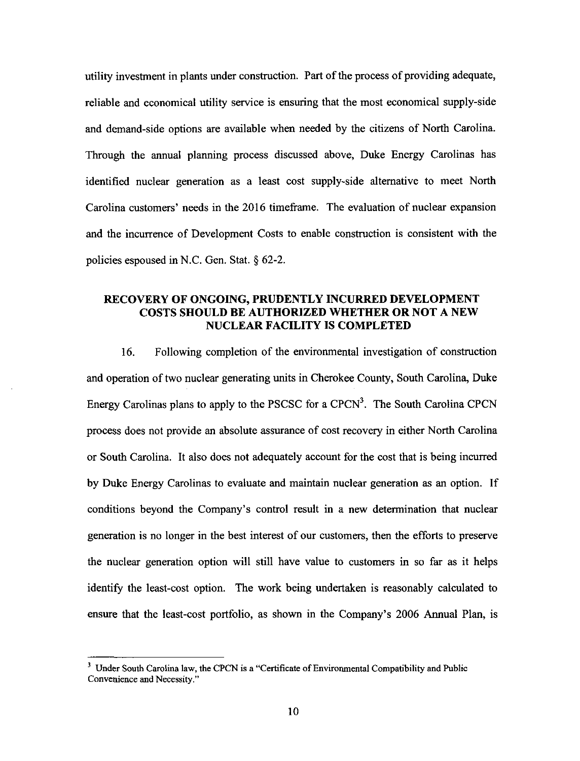utility investment in plants under construction. Part of the process of providing adequate, reliable and economical utility service is ensuring that the most economical supply-side and demand-side options are available when needed by the citizens of North Carolina. Through the annual planning process discussed above, Duke Energy Carolinas has identified nuclear generation as a least cost supply-side alternative to meet North Carolina customers' needs in the 2016 timeframe. The evaluation of nuclear expansion and the incurrence of Development Costs to enable construction is consistent with the policies espoused in N.C. Gen. Stat. § 62-2.

## RECOVERY OF ONGOING, PRUDENTLY INCURRED DEVELOPMENT COSTS SHOULD BE AUTHORIZED WHETHER OR NOT A NEW NUCLEAR FACILITY IS COMPLETED

16. Following completion of the environmental investigation of construction and operation of two nuclear generating units in Cherokee County, South Carolina, Duke Energy Carolinas plans to apply to the PSCSC for a CPCN[3]. The South Carolina CPCN process does not provide an absolute assurance of cost recovery in either North Carolina or South Carolina. It also does not adequately account for the cost that is being incurred by Duke Energy Carolinas to evaluate and maintain nuclear generation as an option. If conditions beyond the Company's control result in a new determination that nuclear generation is no longer in the best interest of our customers, then the efforts to preserve the nuclear generation option will still have value to customers in so far as it helps identify the least-cost option. The work being undertaken is reasonably calculated to ensure that the least-cost portfolio, as shown in the Company's 2006 Annual Plan, is

[3] Under South Carolina law, the CPCN is a "Certificate of Environmental Compatibility and Public Convenience and Necessity."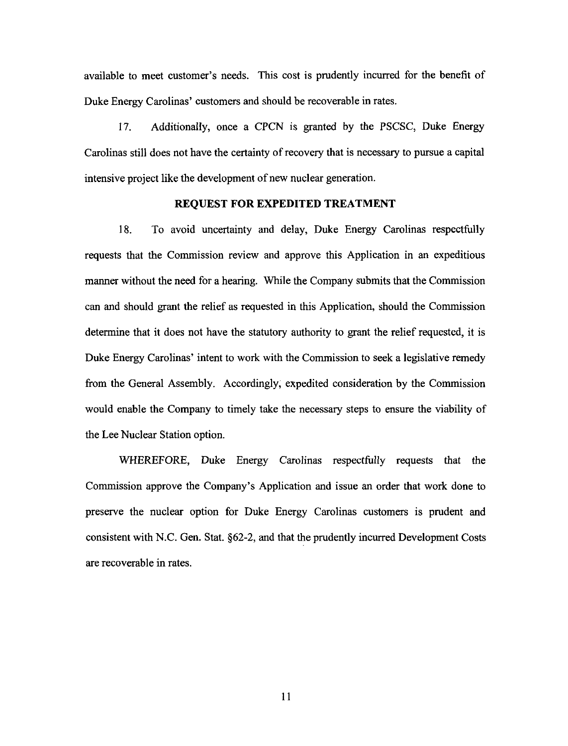available to meet customer's needs. This cost is prudently incurred for the benefit of Duke Energy Carolinas' customers and should be recoverable in rates.

17. Additionally, once a CPCN is granted by the PSCSC, Duke Energy Carolinas still does not have the certainty of recovery that is necessary to pursue a capital intensive project like the development of new nuclear generation.

## REQUEST FOR EXPEDITED TREATMENT

18. To avoid uncertainty and delay, Duke Energy Carolinas respectfully requests that the Commission review and approve this Application in an expeditious manner without the need for a hearing. While the Company submits that the Commission can and should grant the relief as requested in this Application, should the Commission determine that it does not have the statutory authority to grant the relief requested, it is Duke Energy Carolinas' intent to work with the Commission to seek a legislative remedy from the General Assembly. Accordingly, expedited consideration by the Commission would enable the Company to timely take the necessary steps to ensure the viability of the Lee Nuclear Station option.

WHEREFORE, Duke Energy Carolinas respectfully requests that the Commission approve the Company's Application and issue an order that work done to preserve the nuclear option for Duke Energy Carolinas customers is prudent and consistent with N.C. Gen. Stat. §62-2, and that the prudently incurred Development Costs are recoverable in rates.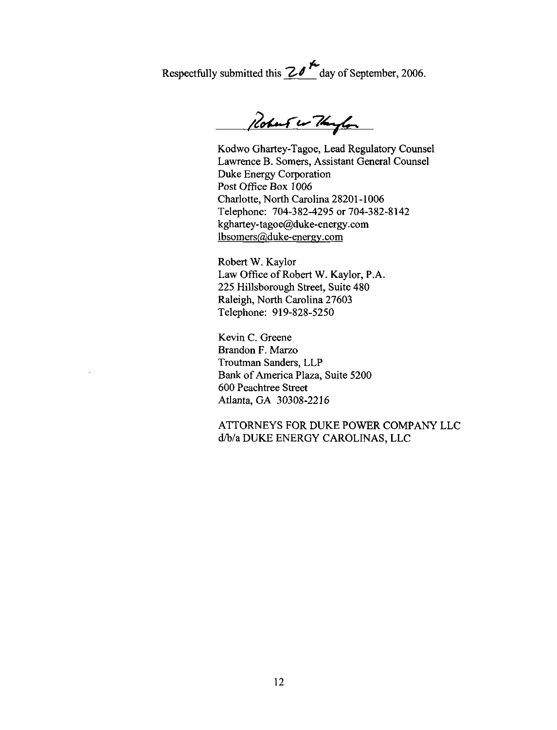Respectfully submitted this 20th day of September, 2006.

Robert W. Kaylor

Kodwo Ghartey-Tagoe, Lead Regulatory Counsel
Lawrence B. Somers, Assistant General Counsel
Duke Energy Corporation
Post Office Box 1006
Charlotte, North Carolina 28201-1006
Telephone: 704-382-4295 or 704-382-8142
kghartey-tagoe@duke-energy.com
lbsomers@duke-energy.com

Robert W. Kaylor
Law Office of Robert W. Kaylor, P.A.
225 Hillsborough Street, Suite 480
Raleigh, North Carolina 27603
Telephone: 919-828-5250

Kevin C. Greene
Brandon F. Marzo
Troutman Sanders, LLP
Bank of America Plaza, Suite 5200
600 Peachtree Street
Atlanta, GA 30308-2216

ATTORNEYS FOR DUKE POWER COMPANY LLC
d/b/a DUKE ENERGY CAROLINAS, LLC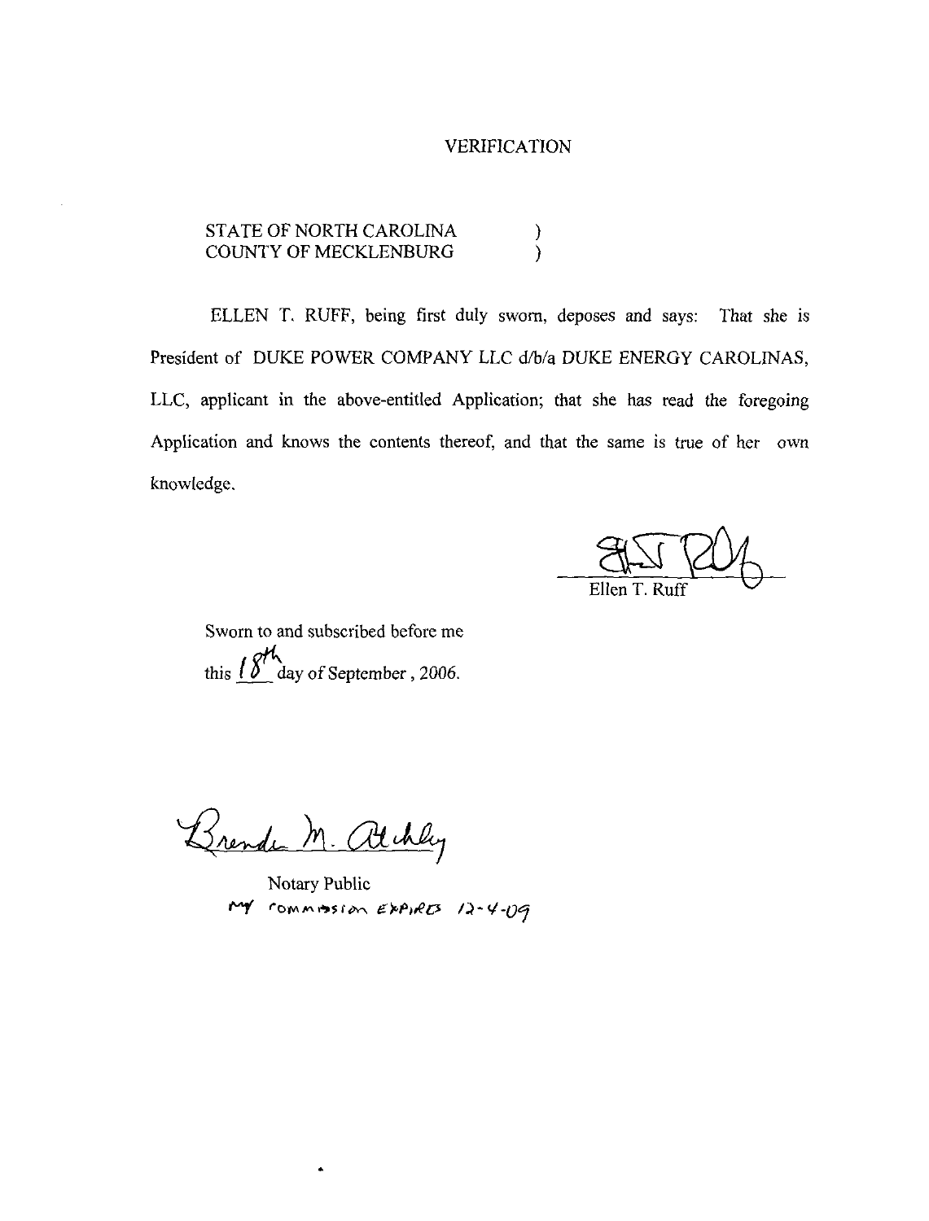# VERIFICATION

STATE OF NORTH CAROLINA )
COUNTY OF MECKLENBURG )

ELLEN T. RUFF, being first duly sworn, deposes and says: That she is President of DUKE POWER COMPANY LLC d/b/a DUKE ENERGY CAROLINAS, LLC, applicant in the above-entitled Application; that she has read the foregoing Application and knows the contents thereof, and that the same is true of her own knowledge.

Ellen T. Ruff

Sworn to and subscribed before me
this 18th day of September , 2006.

Brenda M. Atchley

Notary Public
My commission expires 12-4-09